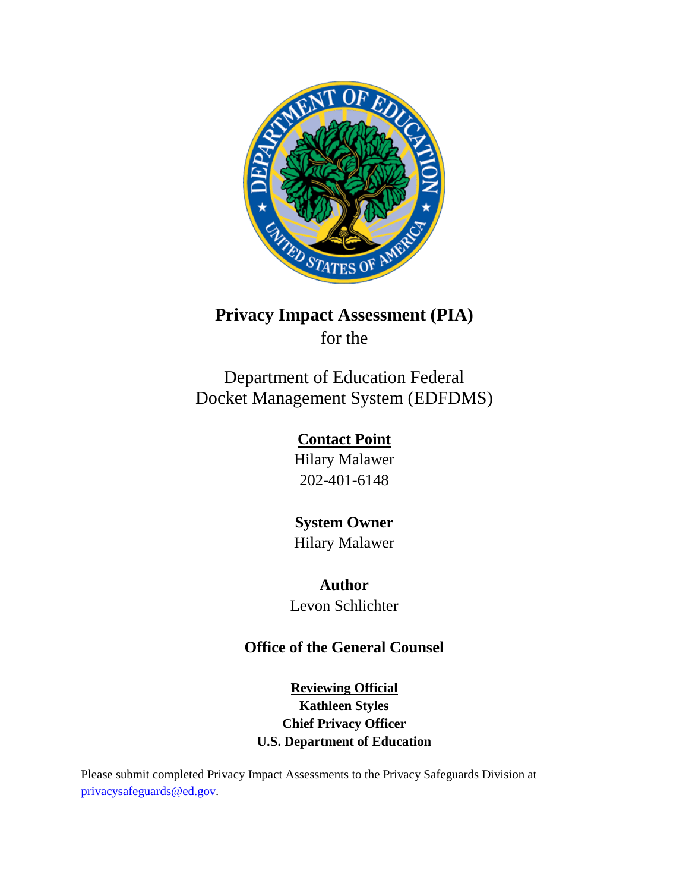# Privacy Impact Assessment (PIA)

for the

Department of Education Federal Docket Management System (EDFDMS)

**Contact Point**

Hilary Malawer

202-401-6148

**System Owner**

Hilary Malawer

**Author**

Levon Schlichter

**Office of the General Counsel**

**Reviewing Official**

**Kathleen Styles**

**Chief Privacy Officer**

**U.S. Department of Education**

Please submit completed Privacy Impact Assessments to the Privacy Safeguards Division at privacysafeguards@ed.gov.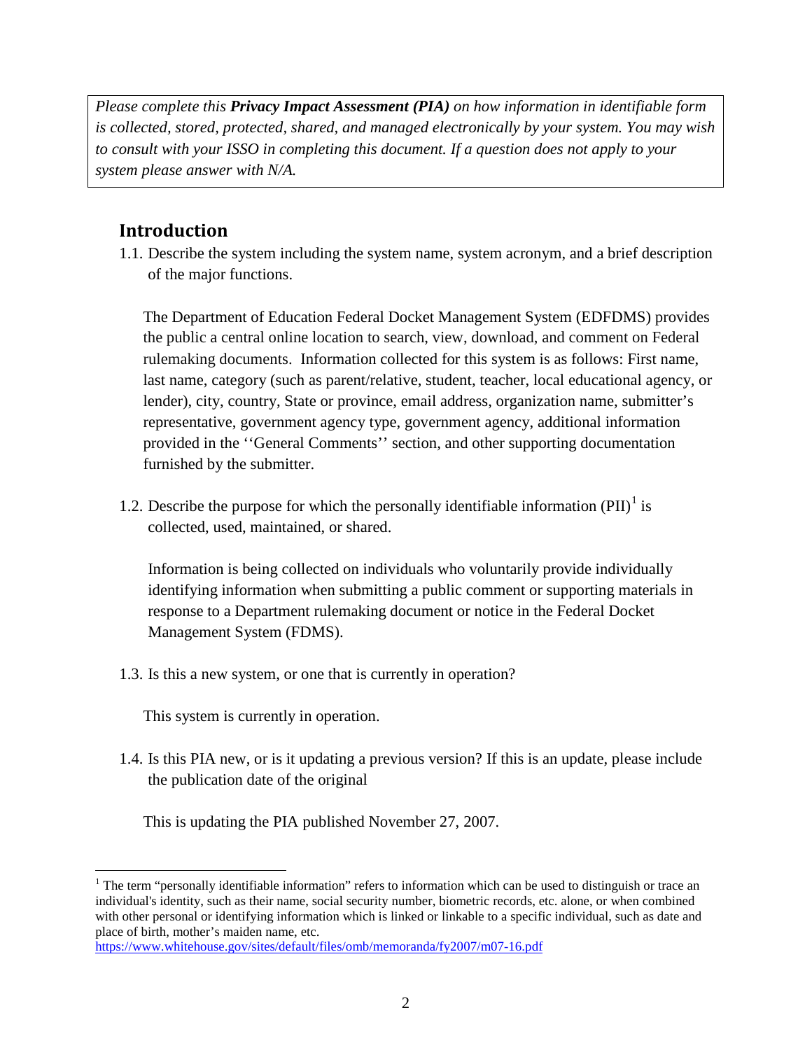*Please complete this **Privacy Impact Assessment (PIA)** on how information in identifiable form is collected, stored, protected, shared, and managed electronically by your system. You may wish to consult with your ISSO in completing this document. If a question does not apply to your system please answer with N/A.*

## Introduction

1.1. Describe the system including the system name, system acronym, and a brief description of the major functions.

The Department of Education Federal Docket Management System (EDFDMS) provides the public a central online location to search, view, download, and comment on Federal rulemaking documents. Information collected for this system is as follows: First name, last name, category (such as parent/relative, student, teacher, local educational agency, or lender), city, country, State or province, email address, organization name, submitter's representative, government agency type, government agency, additional information provided in the ''General Comments'' section, and other supporting documentation furnished by the submitter.

1.2. Describe the purpose for which the personally identifiable information (PII)[1] is collected, used, maintained, or shared.

Information is being collected on individuals who voluntarily provide individually identifying information when submitting a public comment or supporting materials in response to a Department rulemaking document or notice in the Federal Docket Management System (FDMS).

1.3. Is this a new system, or one that is currently in operation?

This system is currently in operation.

1.4. Is this PIA new, or is it updating a previous version? If this is an update, please include the publication date of the original

This is updating the PIA published November 27, 2007.

---

[1] The term "personally identifiable information" refers to information which can be used to distinguish or trace an individual's identity, such as their name, social security number, biometric records, etc. alone, or when combined with other personal or identifying information which is linked or linkable to a specific individual, such as date and place of birth, mother's maiden name, etc. https://www.whitehouse.gov/sites/default/files/omb/memoranda/fy2007/m07-16.pdf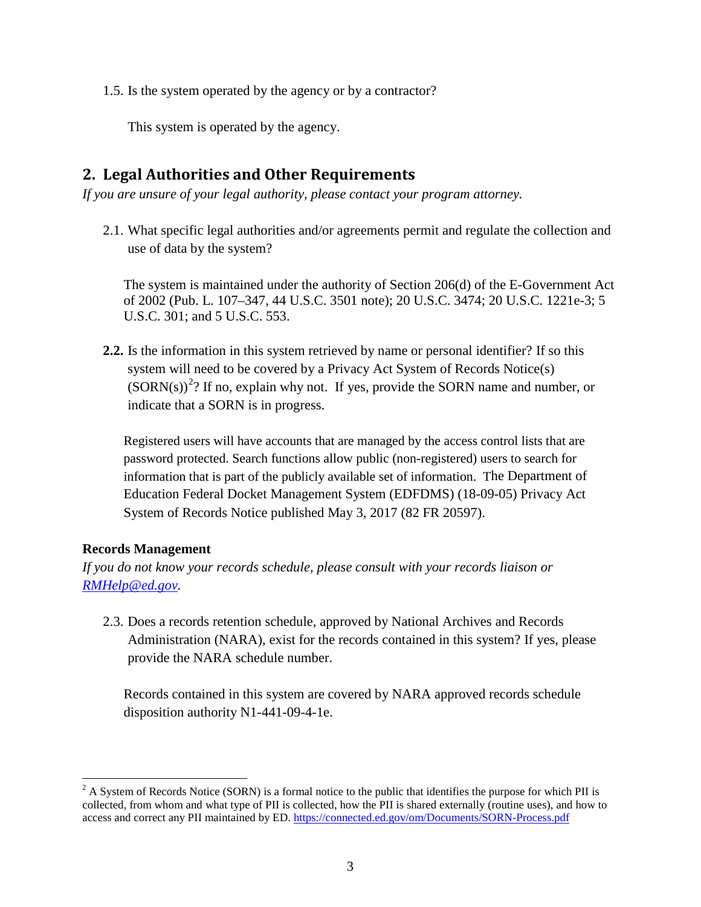1.5. Is the system operated by the agency or by a contractor?

This system is operated by the agency.

## 2. Legal Authorities and Other Requirements

*If you are unsure of your legal authority, please contact your program attorney.*

2.1. What specific legal authorities and/or agreements permit and regulate the collection and use of data by the system?

The system is maintained under the authority of Section 206(d) of the E-Government Act of 2002 (Pub. L. 107–347, 44 U.S.C. 3501 note); 20 U.S.C. 3474; 20 U.S.C. 1221e-3; 5 U.S.C. 301; and 5 U.S.C. 553.

**2.2.** Is the information in this system retrieved by name or personal identifier? If so this system will need to be covered by a Privacy Act System of Records Notice(s) (SORN(s))[2]? If no, explain why not. If yes, provide the SORN name and number, or indicate that a SORN is in progress.

Registered users will have accounts that are managed by the access control lists that are password protected. Search functions allow public (non-registered) users to search for information that is part of the publicly available set of information. The Department of Education Federal Docket Management System (EDFDMS) (18-09-05) Privacy Act System of Records Notice published May 3, 2017 (82 FR 20597).

**Records Management**

*If you do not know your records schedule, please consult with your records liaison or [RMHelp@ed.gov](mailto:RMHelp@ed.gov).*

2.3. Does a records retention schedule, approved by National Archives and Records Administration (NARA), exist for the records contained in this system? If yes, please provide the NARA schedule number.

Records contained in this system are covered by NARA approved records schedule disposition authority N1-441-09-4-1e.

---

[2] A System of Records Notice (SORN) is a formal notice to the public that identifies the purpose for which PII is collected, from whom and what type of PII is collected, how the PII is shared externally (routine uses), and how to access and correct any PII maintained by ED. https://connected.ed.gov/om/Documents/SORN-Process.pdf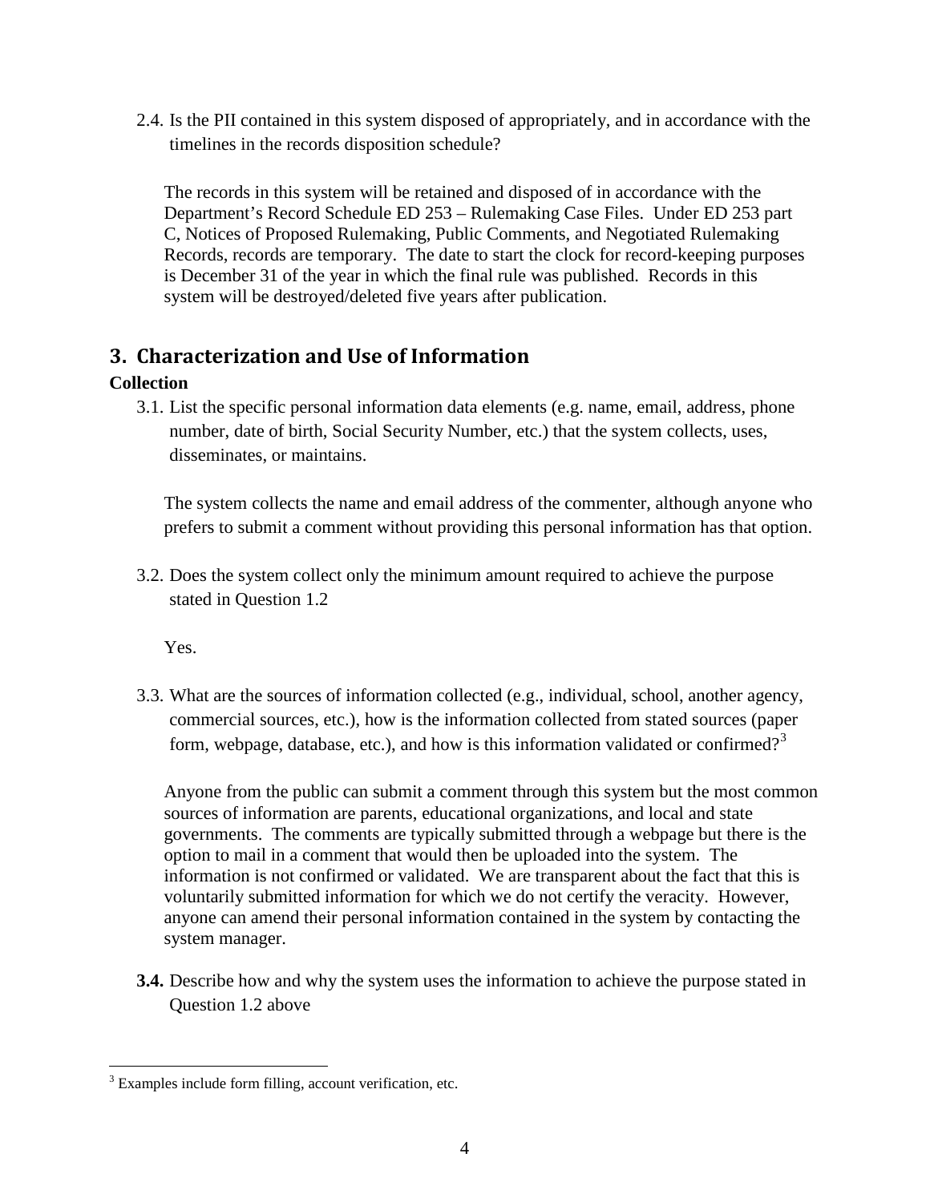2.4. Is the PII contained in this system disposed of appropriately, and in accordance with the timelines in the records disposition schedule?

The records in this system will be retained and disposed of in accordance with the Department's Record Schedule ED 253 – Rulemaking Case Files. Under ED 253 part C, Notices of Proposed Rulemaking, Public Comments, and Negotiated Rulemaking Records, records are temporary. The date to start the clock for record-keeping purposes is December 31 of the year in which the final rule was published. Records in this system will be destroyed/deleted five years after publication.

## 3. Characterization and Use of Information

**Collection**

3.1. List the specific personal information data elements (e.g. name, email, address, phone number, date of birth, Social Security Number, etc.) that the system collects, uses, disseminates, or maintains.

The system collects the name and email address of the commenter, although anyone who prefers to submit a comment without providing this personal information has that option.

3.2. Does the system collect only the minimum amount required to achieve the purpose stated in Question 1.2

Yes.

3.3. What are the sources of information collected (e.g., individual, school, another agency, commercial sources, etc.), how is the information collected from stated sources (paper form, webpage, database, etc.), and how is this information validated or confirmed?[3]

Anyone from the public can submit a comment through this system but the most common sources of information are parents, educational organizations, and local and state governments. The comments are typically submitted through a webpage but there is the option to mail in a comment that would then be uploaded into the system. The information is not confirmed or validated. We are transparent about the fact that this is voluntarily submitted information for which we do not certify the veracity. However, anyone can amend their personal information contained in the system by contacting the system manager.

**3.4.** Describe how and why the system uses the information to achieve the purpose stated in Question 1.2 above

[3] Examples include form filling, account verification, etc.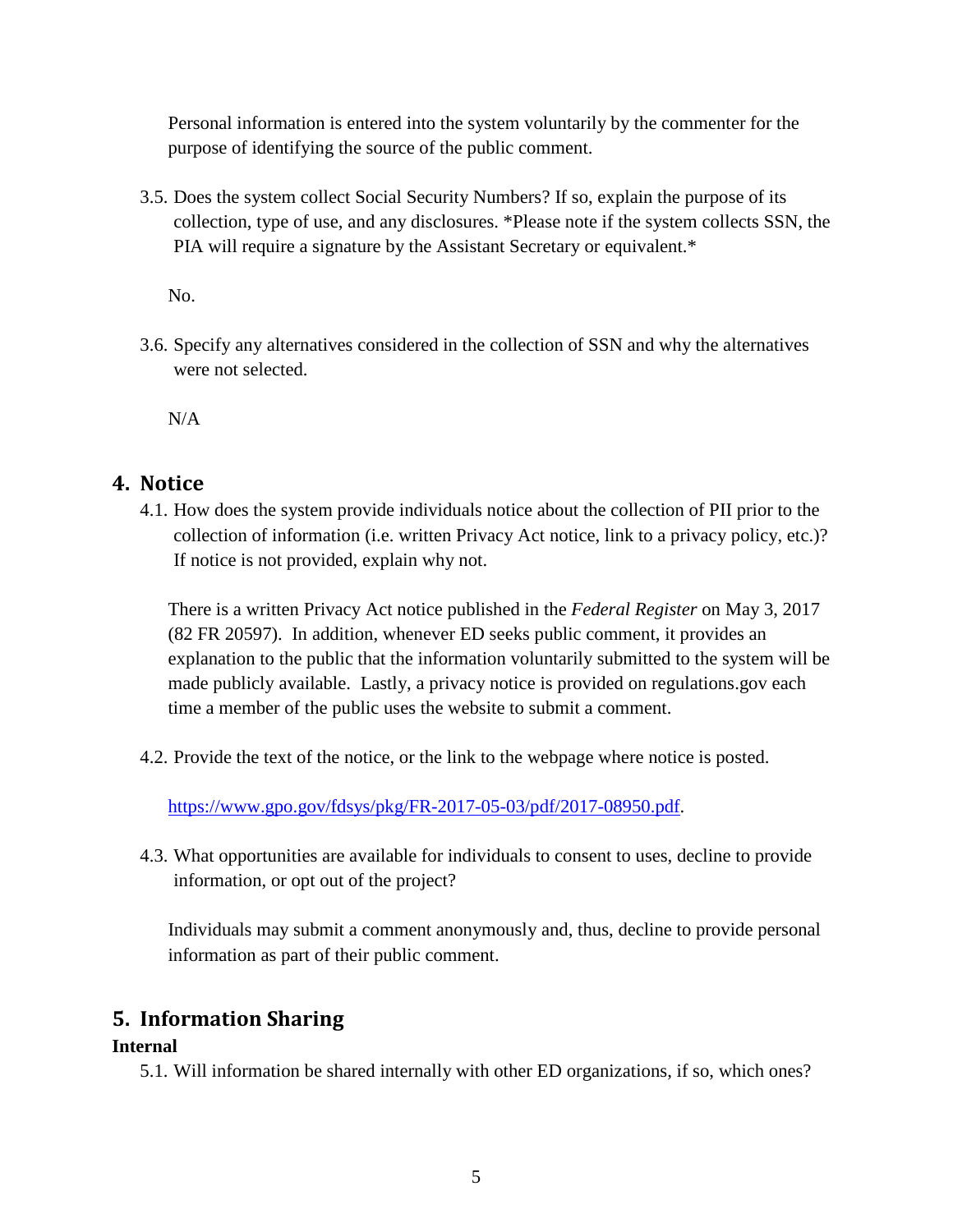Personal information is entered into the system voluntarily by the commenter for the purpose of identifying the source of the public comment.

3.5. Does the system collect Social Security Numbers? If so, explain the purpose of its collection, type of use, and any disclosures. *Please note if the system collects SSN, the PIA will require a signature by the Assistant Secretary or equivalent.*

No.

3.6. Specify any alternatives considered in the collection of SSN and why the alternatives were not selected.

N/A

## 4. Notice

4.1. How does the system provide individuals notice about the collection of PII prior to the collection of information (i.e. written Privacy Act notice, link to a privacy policy, etc.)? If notice is not provided, explain why not.

There is a written Privacy Act notice published in the *Federal Register* on May 3, 2017 (82 FR 20597). In addition, whenever ED seeks public comment, it provides an explanation to the public that the information voluntarily submitted to the system will be made publicly available. Lastly, a privacy notice is provided on regulations.gov each time a member of the public uses the website to submit a comment.

4.2. Provide the text of the notice, or the link to the webpage where notice is posted.

https://www.gpo.gov/fdsys/pkg/FR-2017-05-03/pdf/2017-08950.pdf.

4.3. What opportunities are available for individuals to consent to uses, decline to provide information, or opt out of the project?

Individuals may submit a comment anonymously and, thus, decline to provide personal information as part of their public comment.

## 5. Information Sharing

**Internal**

5.1. Will information be shared internally with other ED organizations, if so, which ones?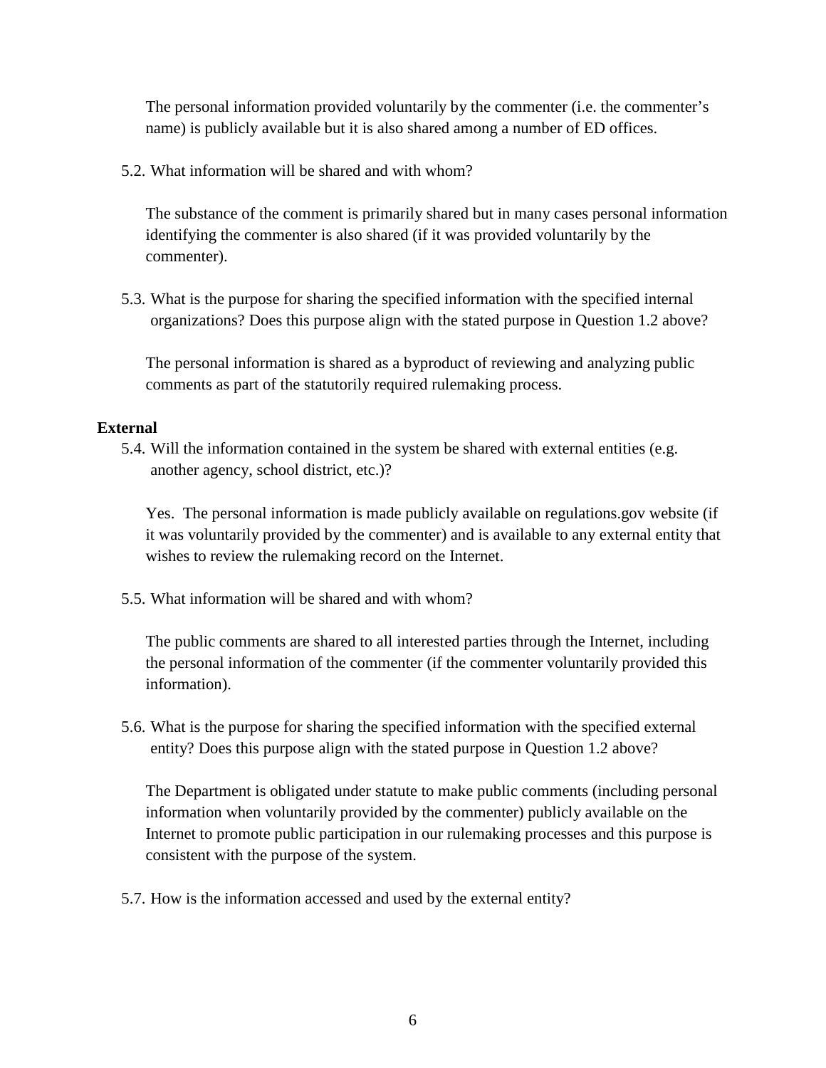The personal information provided voluntarily by the commenter (i.e. the commenter's name) is publicly available but it is also shared among a number of ED offices.

5.2. What information will be shared and with whom?

The substance of the comment is primarily shared but in many cases personal information identifying the commenter is also shared (if it was provided voluntarily by the commenter).

5.3. What is the purpose for sharing the specified information with the specified internal organizations? Does this purpose align with the stated purpose in Question 1.2 above?

The personal information is shared as a byproduct of reviewing and analyzing public comments as part of the statutorily required rulemaking process.

**External**

5.4. Will the information contained in the system be shared with external entities (e.g. another agency, school district, etc.)?

Yes. The personal information is made publicly available on regulations.gov website (if it was voluntarily provided by the commenter) and is available to any external entity that wishes to review the rulemaking record on the Internet.

5.5. What information will be shared and with whom?

The public comments are shared to all interested parties through the Internet, including the personal information of the commenter (if the commenter voluntarily provided this information).

5.6. What is the purpose for sharing the specified information with the specified external entity? Does this purpose align with the stated purpose in Question 1.2 above?

The Department is obligated under statute to make public comments (including personal information when voluntarily provided by the commenter) publicly available on the Internet to promote public participation in our rulemaking processes and this purpose is consistent with the purpose of the system.

5.7. How is the information accessed and used by the external entity?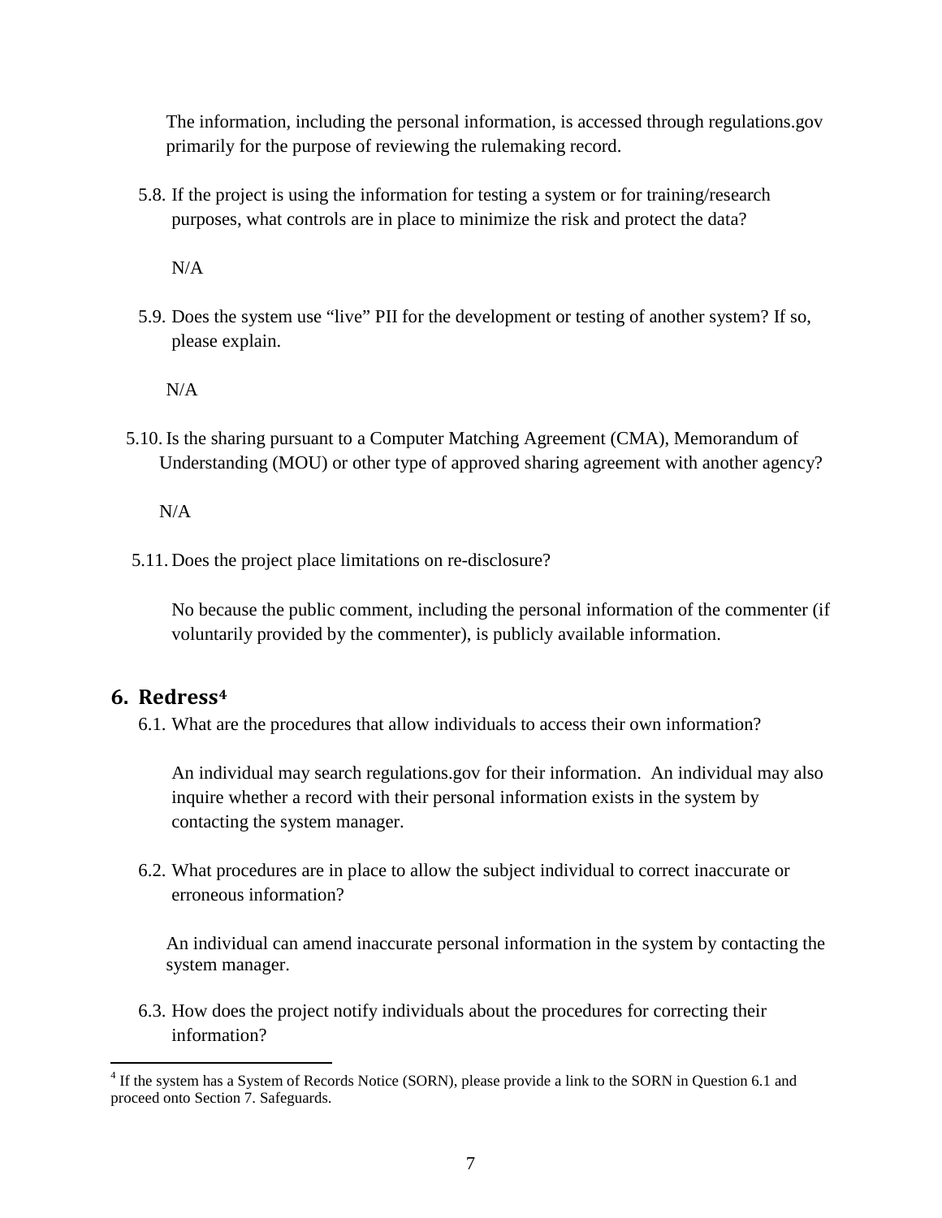The information, including the personal information, is accessed through regulations.gov primarily for the purpose of reviewing the rulemaking record.

5.8. If the project is using the information for testing a system or for training/research purposes, what controls are in place to minimize the risk and protect the data?

N/A

5.9. Does the system use "live" PII for the development or testing of another system? If so, please explain.

N/A

5.10. Is the sharing pursuant to a Computer Matching Agreement (CMA), Memorandum of Understanding (MOU) or other type of approved sharing agreement with another agency?

N/A

5.11. Does the project place limitations on re-disclosure?

No because the public comment, including the personal information of the commenter (if voluntarily provided by the commenter), is publicly available information.

## 6. Redress[4]

6.1. What are the procedures that allow individuals to access their own information?

An individual may search regulations.gov for their information. An individual may also inquire whether a record with their personal information exists in the system by contacting the system manager.

6.2. What procedures are in place to allow the subject individual to correct inaccurate or erroneous information?

An individual can amend inaccurate personal information in the system by contacting the system manager.

6.3. How does the project notify individuals about the procedures for correcting their information?

---

[4] If the system has a System of Records Notice (SORN), please provide a link to the SORN in Question 6.1 and proceed onto Section 7. Safeguards.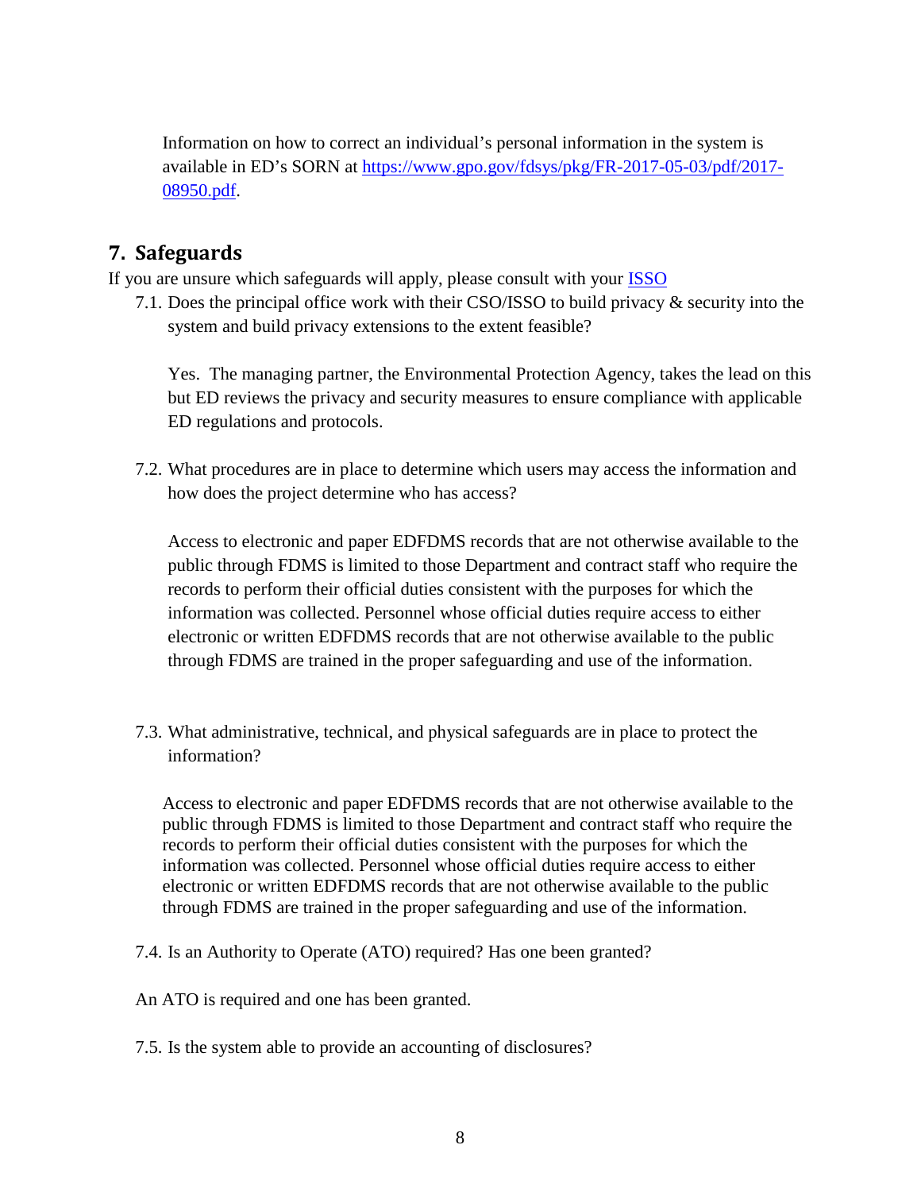Information on how to correct an individual's personal information in the system is available in ED's SORN at [https://www.gpo.gov/fdsys/pkg/FR-2017-05-03/pdf/2017-08950.pdf](https://www.gpo.gov/fdsys/pkg/FR-2017-05-03/pdf/2017-08950.pdf).

## 7. Safeguards

If you are unsure which safeguards will apply, please consult with your [ISSO]()

7.1. Does the principal office work with their CSO/ISSO to build privacy & security into the system and build privacy extensions to the extent feasible?

Yes. The managing partner, the Environmental Protection Agency, takes the lead on this but ED reviews the privacy and security measures to ensure compliance with applicable ED regulations and protocols.

7.2. What procedures are in place to determine which users may access the information and how does the project determine who has access?

Access to electronic and paper EDFDMS records that are not otherwise available to the public through FDMS is limited to those Department and contract staff who require the records to perform their official duties consistent with the purposes for which the information was collected. Personnel whose official duties require access to either electronic or written EDFDMS records that are not otherwise available to the public through FDMS are trained in the proper safeguarding and use of the information.

7.3. What administrative, technical, and physical safeguards are in place to protect the information?

Access to electronic and paper EDFDMS records that are not otherwise available to the public through FDMS is limited to those Department and contract staff who require the records to perform their official duties consistent with the purposes for which the information was collected. Personnel whose official duties require access to either electronic or written EDFDMS records that are not otherwise available to the public through FDMS are trained in the proper safeguarding and use of the information.

7.4. Is an Authority to Operate (ATO) required? Has one been granted?

An ATO is required and one has been granted.

7.5. Is the system able to provide an accounting of disclosures?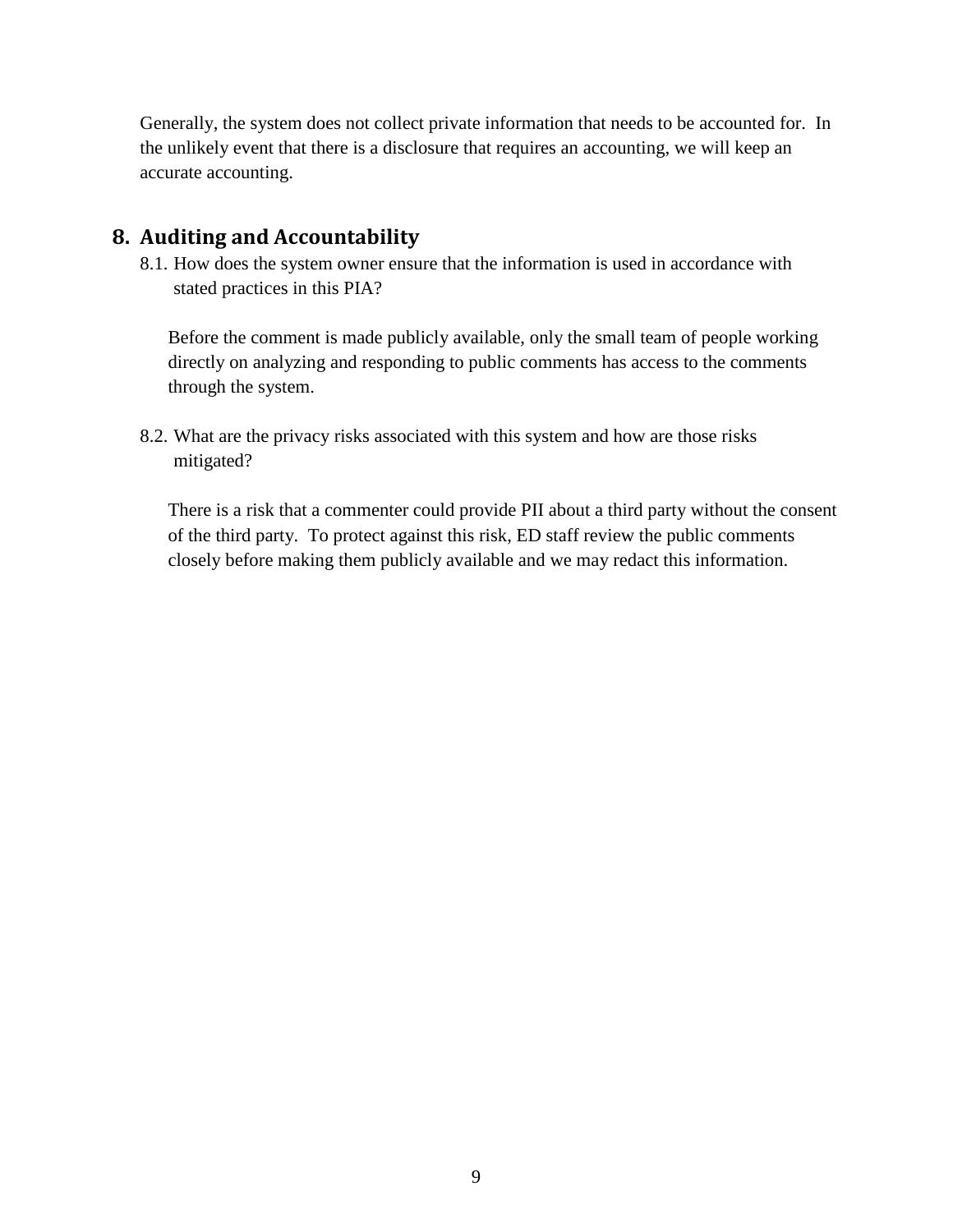Generally, the system does not collect private information that needs to be accounted for. In the unlikely event that there is a disclosure that requires an accounting, we will keep an accurate accounting.

## 8. Auditing and Accountability

8.1. How does the system owner ensure that the information is used in accordance with stated practices in this PIA?

Before the comment is made publicly available, only the small team of people working directly on analyzing and responding to public comments has access to the comments through the system.

8.2. What are the privacy risks associated with this system and how are those risks mitigated?

There is a risk that a commenter could provide PII about a third party without the consent of the third party. To protect against this risk, ED staff review the public comments closely before making them publicly available and we may redact this information.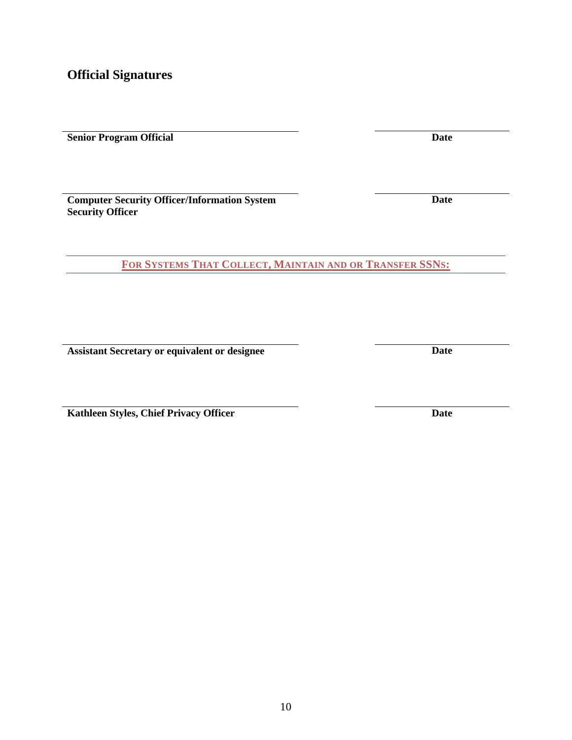## Official Signatures

| | |
|---|---|
| **Senior Program Official** | **Date** |
| **Computer Security Officer/Information System Security Officer** | **Date** |

**FOR SYSTEMS THAT COLLECT, MAINTAIN AND OR TRANSFER SSNS:**

| | |
|---|---|
| **Assistant Secretary or equivalent or designee** | **Date** |
| **Kathleen Styles, Chief Privacy Officer** | **Date** |